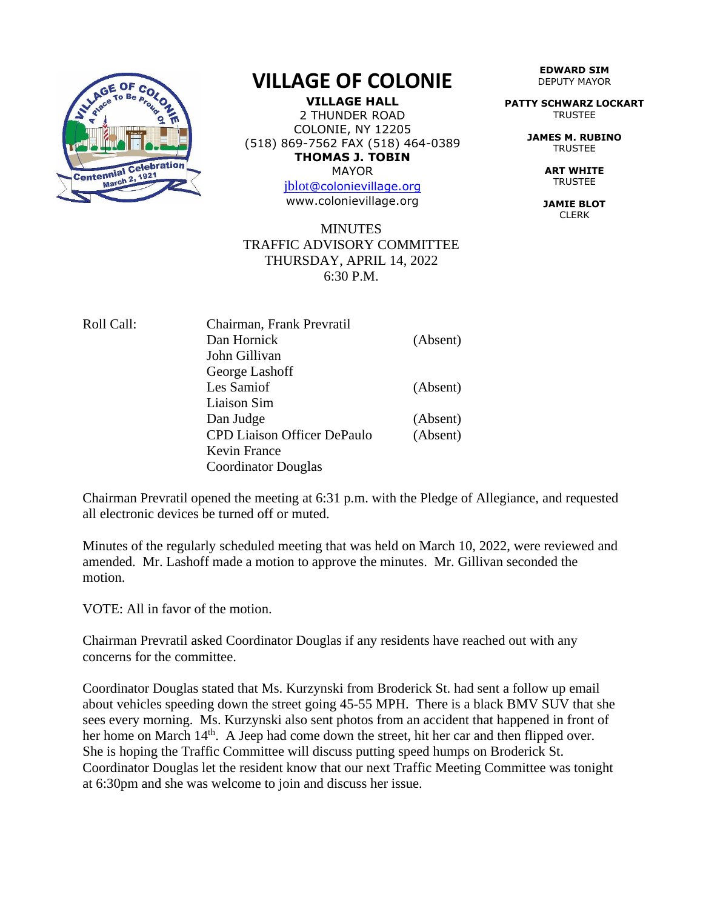# VILLAGE OF COLONIE

**VILLAGE HALL**
2 THUNDER ROAD
COLONIE, NY 12205
(518) 869-7562 FAX (518) 464-0389
**THOMAS J. TOBIN**
MAYOR
jblot@colonievillage.org
www.colonievillage.org

**EDWARD SIM**
DEPUTY MAYOR

**PATTY SCHWARZ LOCKART**
TRUSTEE

**JAMES M. RUBINO**
TRUSTEE

**ART WHITE**
TRUSTEE

**JAMIE BLOT**
CLERK

MINUTES
TRAFFIC ADVISORY COMMITTEE
THURSDAY, APRIL 14, 2022
6:30 P.M.

| Roll Call: | Chairman, Frank Prevratil | |
|---|---|---|
| | Dan Hornick | (Absent) |
| | John Gillivan | |
| | George Lashoff | |
| | Les Samiof | (Absent) |
| | Liaison Sim | |
| | Dan Judge | (Absent) |
| | CPD Liaison Officer DePaulo | (Absent) |
| | Kevin France | |
| | Coordinator Douglas | |

Chairman Prevratil opened the meeting at 6:31 p.m. with the Pledge of Allegiance, and requested all electronic devices be turned off or muted.

Minutes of the regularly scheduled meeting that was held on March 10, 2022, were reviewed and amended. Mr. Lashoff made a motion to approve the minutes. Mr. Gillivan seconded the motion.

VOTE: All in favor of the motion.

Chairman Prevratil asked Coordinator Douglas if any residents have reached out with any concerns for the committee.

Coordinator Douglas stated that Ms. Kurzynski from Broderick St. had sent a follow up email about vehicles speeding down the street going 45-55 MPH. There is a black BMV SUV that she sees every morning. Ms. Kurzynski also sent photos from an accident that happened in front of her home on March 14th. A Jeep had come down the street, hit her car and then flipped over. She is hoping the Traffic Committee will discuss putting speed humps on Broderick St. Coordinator Douglas let the resident know that our next Traffic Meeting Committee was tonight at 6:30pm and she was welcome to join and discuss her issue.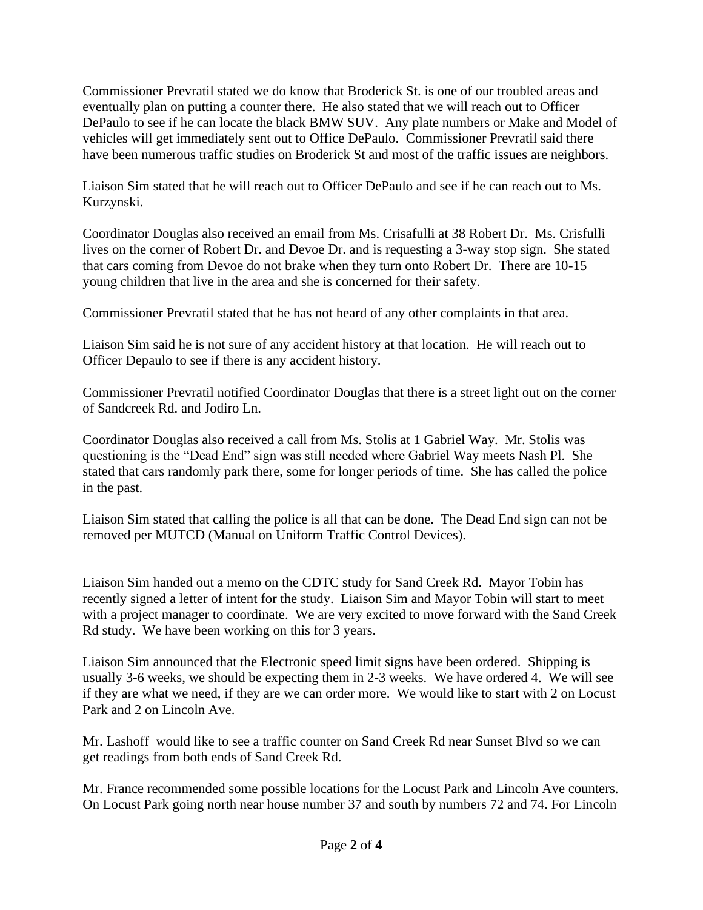Commissioner Prevratil stated we do know that Broderick St. is one of our troubled areas and eventually plan on putting a counter there. He also stated that we will reach out to Officer DePaulo to see if he can locate the black BMW SUV. Any plate numbers or Make and Model of vehicles will get immediately sent out to Office DePaulo. Commissioner Prevratil said there have been numerous traffic studies on Broderick St and most of the traffic issues are neighbors.

Liaison Sim stated that he will reach out to Officer DePaulo and see if he can reach out to Ms. Kurzynski.

Coordinator Douglas also received an email from Ms. Crisafulli at 38 Robert Dr. Ms. Crisfulli lives on the corner of Robert Dr. and Devoe Dr. and is requesting a 3-way stop sign. She stated that cars coming from Devoe do not brake when they turn onto Robert Dr. There are 10-15 young children that live in the area and she is concerned for their safety.

Commissioner Prevratil stated that he has not heard of any other complaints in that area.

Liaison Sim said he is not sure of any accident history at that location. He will reach out to Officer Depaulo to see if there is any accident history.

Commissioner Prevratil notified Coordinator Douglas that there is a street light out on the corner of Sandcreek Rd. and Jodiro Ln.

Coordinator Douglas also received a call from Ms. Stolis at 1 Gabriel Way. Mr. Stolis was questioning is the "Dead End" sign was still needed where Gabriel Way meets Nash Pl. She stated that cars randomly park there, some for longer periods of time. She has called the police in the past.

Liaison Sim stated that calling the police is all that can be done. The Dead End sign can not be removed per MUTCD (Manual on Uniform Traffic Control Devices).

Liaison Sim handed out a memo on the CDTC study for Sand Creek Rd. Mayor Tobin has recently signed a letter of intent for the study. Liaison Sim and Mayor Tobin will start to meet with a project manager to coordinate. We are very excited to move forward with the Sand Creek Rd study. We have been working on this for 3 years.

Liaison Sim announced that the Electronic speed limit signs have been ordered. Shipping is usually 3-6 weeks, we should be expecting them in 2-3 weeks. We have ordered 4. We will see if they are what we need, if they are we can order more. We would like to start with 2 on Locust Park and 2 on Lincoln Ave.

Mr. Lashoff would like to see a traffic counter on Sand Creek Rd near Sunset Blvd so we can get readings from both ends of Sand Creek Rd.

Mr. France recommended some possible locations for the Locust Park and Lincoln Ave counters. On Locust Park going north near house number 37 and south by numbers 72 and 74. For Lincoln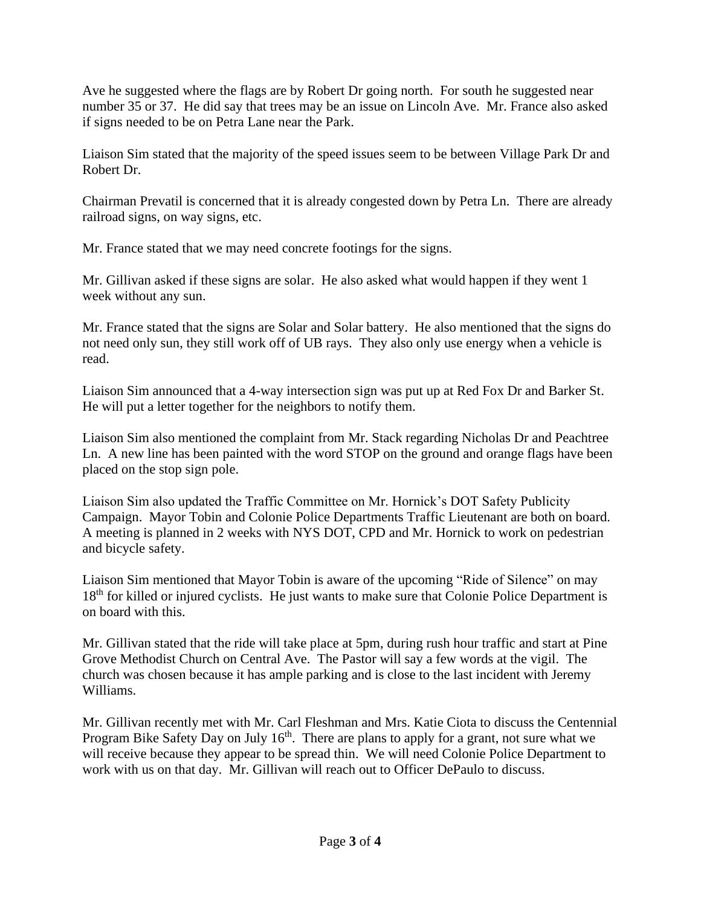Ave he suggested where the flags are by Robert Dr going north. For south he suggested near number 35 or 37. He did say that trees may be an issue on Lincoln Ave. Mr. France also asked if signs needed to be on Petra Lane near the Park.

Liaison Sim stated that the majority of the speed issues seem to be between Village Park Dr and Robert Dr.

Chairman Prevatil is concerned that it is already congested down by Petra Ln. There are already railroad signs, on way signs, etc.

Mr. France stated that we may need concrete footings for the signs.

Mr. Gillivan asked if these signs are solar. He also asked what would happen if they went 1 week without any sun.

Mr. France stated that the signs are Solar and Solar battery. He also mentioned that the signs do not need only sun, they still work off of UB rays. They also only use energy when a vehicle is read.

Liaison Sim announced that a 4-way intersection sign was put up at Red Fox Dr and Barker St. He will put a letter together for the neighbors to notify them.

Liaison Sim also mentioned the complaint from Mr. Stack regarding Nicholas Dr and Peachtree Ln. A new line has been painted with the word STOP on the ground and orange flags have been placed on the stop sign pole.

Liaison Sim also updated the Traffic Committee on Mr. Hornick's DOT Safety Publicity Campaign. Mayor Tobin and Colonie Police Departments Traffic Lieutenant are both on board. A meeting is planned in 2 weeks with NYS DOT, CPD and Mr. Hornick to work on pedestrian and bicycle safety.

Liaison Sim mentioned that Mayor Tobin is aware of the upcoming "Ride of Silence" on may 18th for killed or injured cyclists. He just wants to make sure that Colonie Police Department is on board with this.

Mr. Gillivan stated that the ride will take place at 5pm, during rush hour traffic and start at Pine Grove Methodist Church on Central Ave. The Pastor will say a few words at the vigil. The church was chosen because it has ample parking and is close to the last incident with Jeremy Williams.

Mr. Gillivan recently met with Mr. Carl Fleshman and Mrs. Katie Ciota to discuss the Centennial Program Bike Safety Day on July 16th. There are plans to apply for a grant, not sure what we will receive because they appear to be spread thin. We will need Colonie Police Department to work with us on that day. Mr. Gillivan will reach out to Officer DePaulo to discuss.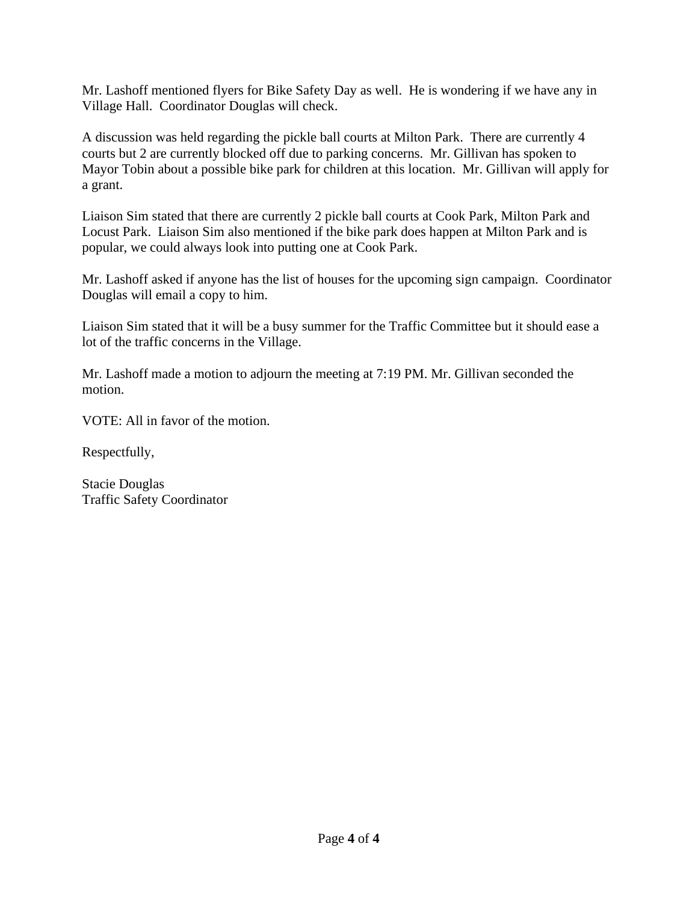Mr. Lashoff mentioned flyers for Bike Safety Day as well. He is wondering if we have any in Village Hall. Coordinator Douglas will check.

A discussion was held regarding the pickle ball courts at Milton Park. There are currently 4 courts but 2 are currently blocked off due to parking concerns. Mr. Gillivan has spoken to Mayor Tobin about a possible bike park for children at this location. Mr. Gillivan will apply for a grant.

Liaison Sim stated that there are currently 2 pickle ball courts at Cook Park, Milton Park and Locust Park. Liaison Sim also mentioned if the bike park does happen at Milton Park and is popular, we could always look into putting one at Cook Park.

Mr. Lashoff asked if anyone has the list of houses for the upcoming sign campaign. Coordinator Douglas will email a copy to him.

Liaison Sim stated that it will be a busy summer for the Traffic Committee but it should ease a lot of the traffic concerns in the Village.

Mr. Lashoff made a motion to adjourn the meeting at 7:19 PM. Mr. Gillivan seconded the motion.

VOTE: All in favor of the motion.

Respectfully,

Stacie Douglas
Traffic Safety Coordinator